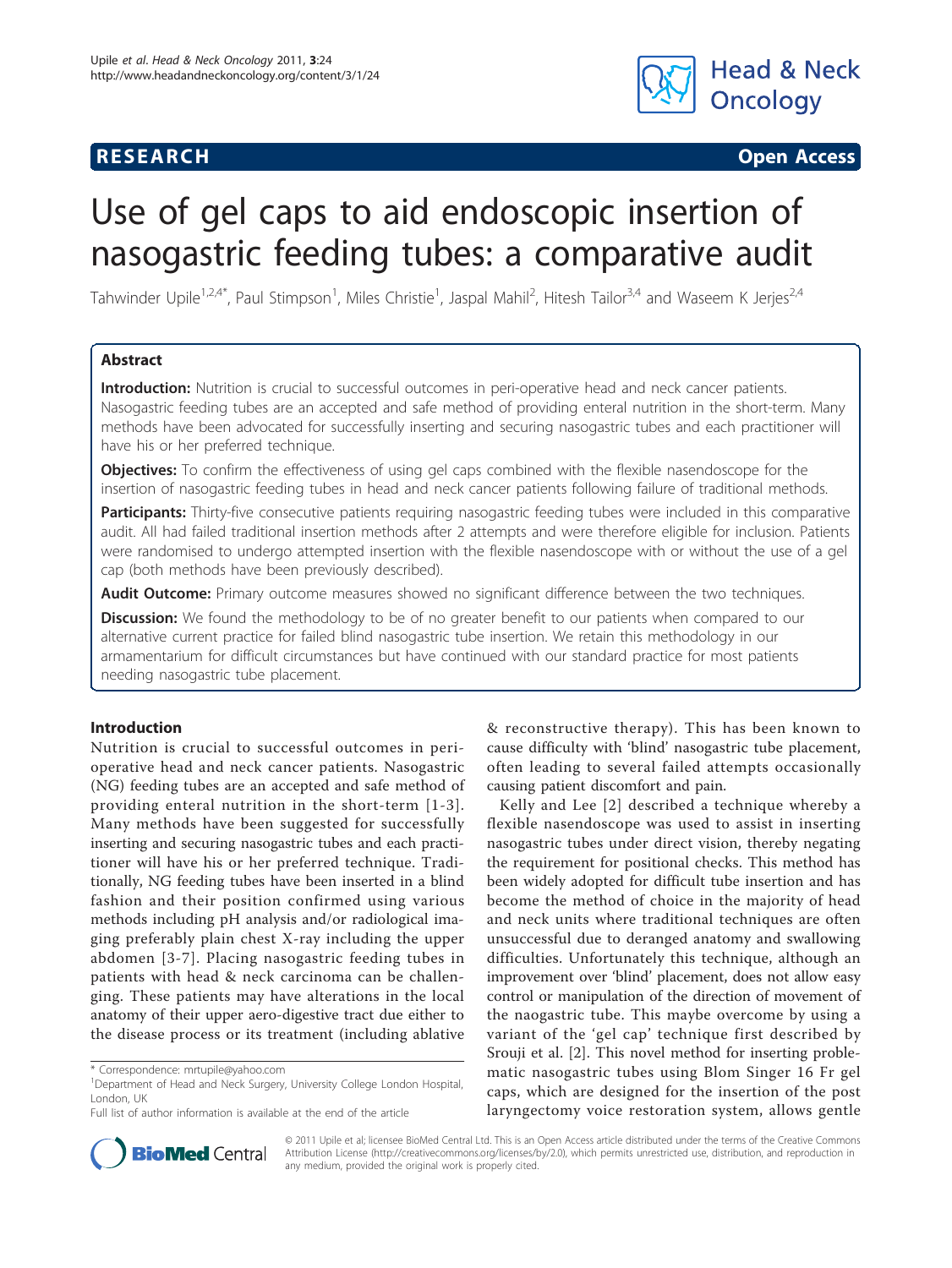RESEARCH Open Access

# Use of gel caps to aid endoscopic insertion of nasogastric feeding tubes: a comparative audit

Tahwinder Upile[1,2,4*], Paul Stimpson[1], Miles Christie[1], Jaspal Mahil[2], Hitesh Tailor[3,4] and Waseem K Jerjes[2,4]

## Abstract

**Introduction:** Nutrition is crucial to successful outcomes in peri-operative head and neck cancer patients. Nasogastric feeding tubes are an accepted and safe method of providing enteral nutrition in the short-term. Many methods have been advocated for successfully inserting and securing nasogastric tubes and each practitioner will have his or her preferred technique.

**Objectives:** To confirm the effectiveness of using gel caps combined with the flexible nasendoscope for the insertion of nasogastric feeding tubes in head and neck cancer patients following failure of traditional methods.

**Participants:** Thirty-five consecutive patients requiring nasogastric feeding tubes were included in this comparative audit. All had failed traditional insertion methods after 2 attempts and were therefore eligible for inclusion. Patients were randomised to undergo attempted insertion with the flexible nasendoscope with or without the use of a gel cap (both methods have been previously described).

**Audit Outcome:** Primary outcome measures showed no significant difference between the two techniques.

**Discussion:** We found the methodology to be of no greater benefit to our patients when compared to our alternative current practice for failed blind nasogastric tube insertion. We retain this methodology in our armamentarium for difficult circumstances but have continued with our standard practice for most patients needing nasogastric tube placement.

## Introduction

Nutrition is crucial to successful outcomes in peri-operative head and neck cancer patients. Nasogastric (NG) feeding tubes are an accepted and safe method of providing enteral nutrition in the short-term [1-3]. Many methods have been suggested for successfully inserting and securing nasogastric tubes and each practitioner will have his or her preferred technique. Traditionally, NG feeding tubes have been inserted in a blind fashion and their position confirmed using various methods including pH analysis and/or radiological imaging preferably plain chest X-ray including the upper abdomen [3-7]. Placing nasogastric feeding tubes in patients with head & neck carcinoma can be challenging. These patients may have alterations in the local anatomy of their upper aero-digestive tract due either to the disease process or its treatment (including ablative & reconstructive therapy). This has been known to cause difficulty with 'blind' nasogastric tube placement, often leading to several failed attempts occasionally causing patient discomfort and pain.

Kelly and Lee [2] described a technique whereby a flexible nasendoscope was used to assist in inserting nasogastric tubes under direct vision, thereby negating the requirement for positional checks. This method has been widely adopted for difficult tube insertion and has become the method of choice in the majority of head and neck units where traditional techniques are often unsuccessful due to deranged anatomy and swallowing difficulties. Unfortunately this technique, although an improvement over 'blind' placement, does not allow easy control or manipulation of the direction of movement of the naogastric tube. This maybe overcome by using a variant of the 'gel cap' technique first described by Srouji et al. [2]. This novel method for inserting problematic nasogastric tubes using Blom Singer 16 Fr gel caps, which are designed for the insertion of the post laryngectomy voice restoration system, allows gentle

\* Correspondence: mrtupile@yahoo.com
[1]Department of Head and Neck Surgery, University College London Hospital, London, UK
Full list of author information is available at the end of the article

© 2011 Upile et al; licensee BioMed Central Ltd. This is an Open Access article distributed under the terms of the Creative Commons Attribution License (http://creativecommons.org/licenses/by/2.0), which permits unrestricted use, distribution, and reproduction in any medium, provided the original work is properly cited.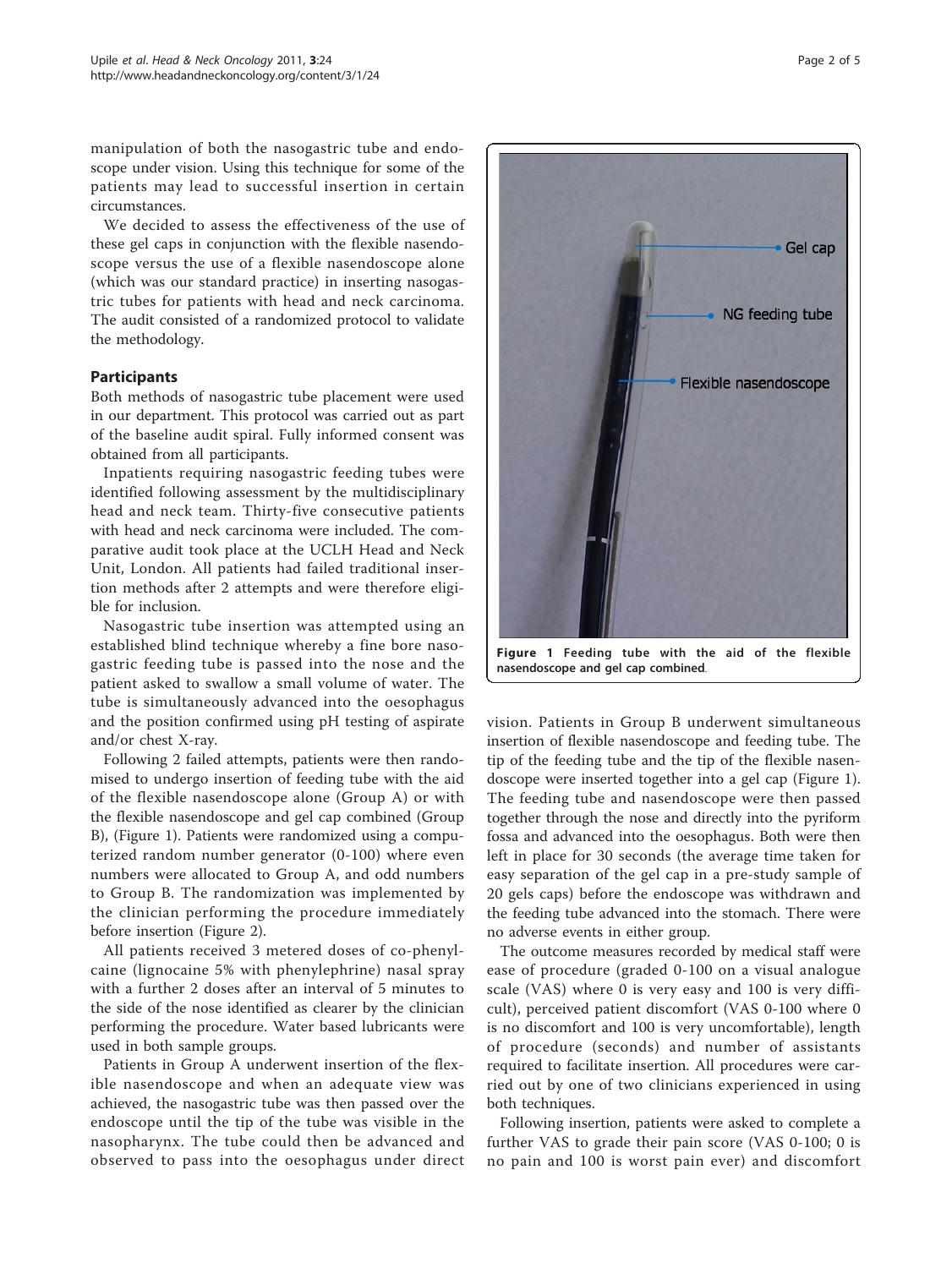manipulation of both the nasogastric tube and endoscope under vision. Using this technique for some of the patients may lead to successful insertion in certain circumstances.

We decided to assess the effectiveness of the use of these gel caps in conjunction with the flexible nasendoscope versus the use of a flexible nasendoscope alone (which was our standard practice) in inserting nasogastric tubes for patients with head and neck carcinoma. The audit consisted of a randomized protocol to validate the methodology.

## Participants

Both methods of nasogastric tube placement were used in our department. This protocol was carried out as part of the baseline audit spiral. Fully informed consent was obtained from all participants.

Inpatients requiring nasogastric feeding tubes were identified following assessment by the multidisciplinary head and neck team. Thirty-five consecutive patients with head and neck carcinoma were included. The comparative audit took place at the UCLH Head and Neck Unit, London. All patients had failed traditional insertion methods after 2 attempts and were therefore eligible for inclusion.

Nasogastric tube insertion was attempted using an established blind technique whereby a fine bore nasogastric feeding tube is passed into the nose and the patient asked to swallow a small volume of water. The tube is simultaneously advanced into the oesophagus and the position confirmed using pH testing of aspirate and/or chest X-ray.

Following 2 failed attempts, patients were then randomised to undergo insertion of feeding tube with the aid of the flexible nasendoscope alone (Group A) or with the flexible nasendoscope and gel cap combined (Group B), (Figure 1). Patients were randomized using a computerized random number generator (0-100) where even numbers were allocated to Group A, and odd numbers to Group B. The randomization was implemented by the clinician performing the procedure immediately before insertion (Figure 2).

All patients received 3 metered doses of co-phenylcaine (lignocaine 5% with phenylephrine) nasal spray with a further 2 doses after an interval of 5 minutes to the side of the nose identified as clearer by the clinician performing the procedure. Water based lubricants were used in both sample groups.

Patients in Group A underwent insertion of the flexible nasendoscope and when an adequate view was achieved, the nasogastric tube was then passed over the endoscope until the tip of the tube was visible in the nasopharynx. The tube could then be advanced and observed to pass into the oesophagus under direct vision. Patients in Group B underwent simultaneous insertion of flexible nasendoscope and feeding tube. The tip of the feeding tube and the tip of the flexible nasendoscope were inserted together into a gel cap (Figure 1). The feeding tube and nasendoscope were then passed together through the nose and directly into the pyriform fossa and advanced into the oesophagus. Both were then left in place for 30 seconds (the average time taken for easy separation of the gel cap in a pre-study sample of 20 gels caps) before the endoscope was withdrawn and the feeding tube advanced into the stomach. There were no adverse events in either group.

**Figure 1 Feeding tube with the aid of the flexible nasendoscope and gel cap combined.**

The outcome measures recorded by medical staff were ease of procedure (graded 0-100 on a visual analogue scale (VAS) where 0 is very easy and 100 is very difficult), perceived patient discomfort (VAS 0-100 where 0 is no discomfort and 100 is very uncomfortable), length of procedure (seconds) and number of assistants required to facilitate insertion. All procedures were carried out by one of two clinicians experienced in using both techniques.

Following insertion, patients were asked to complete a further VAS to grade their pain score (VAS 0-100; 0 is no pain and 100 is worst pain ever) and discomfort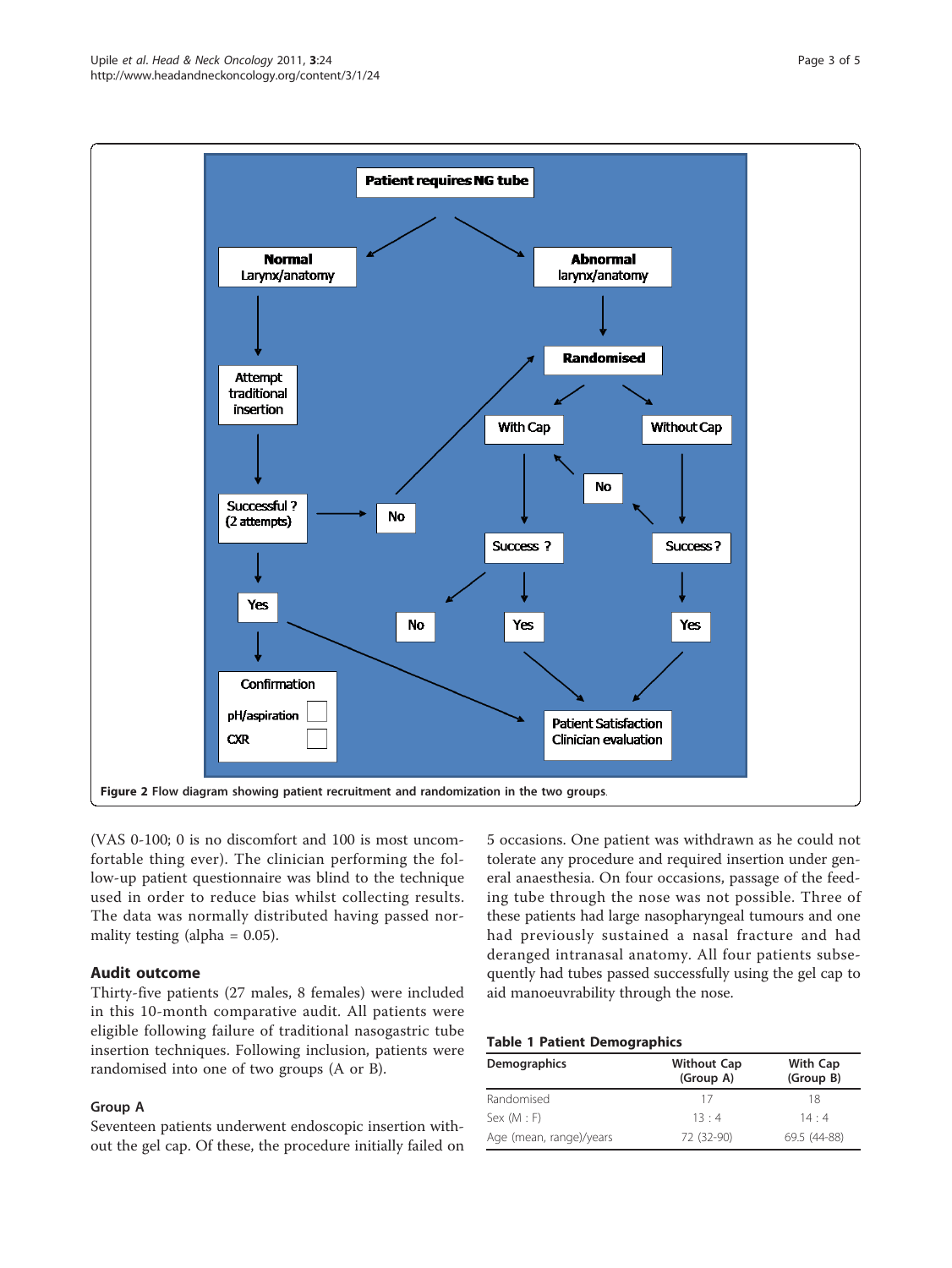Figure 2 Flow diagram showing patient recruitment and randomization in the two groups.

(VAS 0-100; 0 is no discomfort and 100 is most uncomfortable thing ever). The clinician performing the follow-up patient questionnaire was blind to the technique used in order to reduce bias whilst collecting results. The data was normally distributed having passed normality testing (alpha = 0.05).

## Audit outcome

Thirty-five patients (27 males, 8 females) were included in this 10-month comparative audit. All patients were eligible following failure of traditional nasogastric tube insertion techniques. Following inclusion, patients were randomised into one of two groups (A or B).

### Group A

Seventeen patients underwent endoscopic insertion without the gel cap. Of these, the procedure initially failed on 5 occasions. One patient was withdrawn as he could not tolerate any procedure and required insertion under general anaesthesia. On four occasions, passage of the feeding tube through the nose was not possible. Three of these patients had large nasopharyngeal tumours and one had previously sustained a nasal fracture and had deranged intranasal anatomy. All four patients subsequently had tubes passed successfully using the gel cap to aid manoeuvrability through the nose.

**Table 1 Patient Demographics**

| Demographics | Without Cap (Group A) | With Cap (Group B) |
|---|---|---|
| Randomised | 17 | 18 |
| Sex (M : F) | 13 : 4 | 14 : 4 |
| Age (mean, range)/years | 72 (32-90) | 69.5 (44-88) |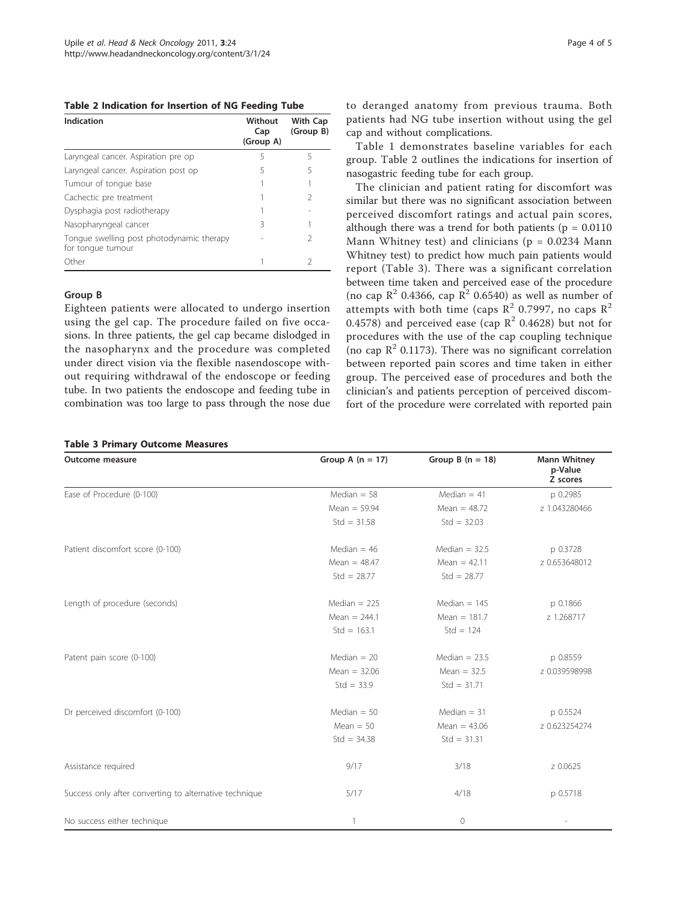**Table 2 Indication for Insertion of NG Feeding Tube**

| Indication | Without Cap (Group A) | With Cap (Group B) |
|---|---|---|
| Laryngeal cancer. Aspiration pre op | 5 | 5 |
| Laryngeal cancer. Aspiration post op | 5 | 5 |
| Tumour of tongue base | 1 | 1 |
| Cachectic pre treatment | 1 | 2 |
| Dysphagia post radiotherapy | 1 | - |
| Nasopharyngeal cancer | 3 | 1 |
| Tongue swelling post photodynamic therapy for tongue tumour | - | 2 |
| Other | 1 | 2 |

### Group B

Eighteen patients were allocated to undergo insertion using the gel cap. The procedure failed on five occasions. In three patients, the gel cap became dislodged in the nasopharynx and the procedure was completed under direct vision via the flexible nasendoscope without requiring withdrawal of the endoscope or feeding tube. In two patients the endoscope and feeding tube in combination was too large to pass through the nose due to deranged anatomy from previous trauma. Both patients had NG tube insertion without using the gel cap and without complications.

Table 1 demonstrates baseline variables for each group. Table 2 outlines the indications for insertion of nasogastric feeding tube for each group.

The clinician and patient rating for discomfort was similar but there was no significant association between perceived discomfort ratings and actual pain scores, although there was a trend for both patients ($p = 0.0110$ Mann Whitney test) and clinicians ($p = 0.0234$ Mann Whitney test) to predict how much pain patients would report (Table 3). There was a significant correlation between time taken and perceived ease of the procedure (no cap $R^2$ 0.4366, cap $R^2$ 0.6540) as well as number of attempts with both time (caps $R^2$ 0.7997, no caps $R^2$ 0.4578) and perceived ease (cap $R^2$ 0.4628) but not for procedures with the use of the cap coupling technique (no cap $R^2$ 0.1173). There was no significant correlation between reported pain scores and time taken in either group. The perceived ease of procedures and both the clinician's and patients perception of perceived discomfort of the procedure were correlated with reported pain

**Table 3 Primary Outcome Measures**

| Outcome measure | Group A (n = 17) | Group B (n = 18) | Mann Whitney p-Value Z scores |
|---|---|---|---|
| Ease of Procedure (0-100) | Median = 58 | Median = 41 | p 0.2985 |
| | Mean = 59.94 | Mean = 48.72 | z 1.043280466 |
| | Std = 31.58 | Std = 32.03 | |
| Patient discomfort score (0-100) | Median = 46 | Median = 32.5 | p 0.3728 |
| | Mean = 48.47 | Mean = 42.11 | z 0.653648012 |
| | Std = 28.77 | Std = 28.77 | |
| Length of procedure (seconds) | Median = 225 | Median = 145 | p 0.1866 |
| | Mean = 244.1 | Mean = 181.7 | z 1.268717 |
| | Std = 163.1 | Std = 124 | |
| Patent pain score (0-100) | Median = 20 | Median = 23.5 | p 0.8559 |
| | Mean = 32.06 | Mean = 32.5 | z 0.039598998 |
| | Std = 33.9 | Std = 31.71 | |
| Dr perceived discomfort (0-100) | Median = 50 | Median = 31 | p 0.5524 |
| | Mean = 50 | Mean = 43.06 | z 0.623254274 |
| | Std = 34.38 | Std = 31.31 | |
| Assistance required | 9/17 | 3/18 | z 0.0625 |
| Success only after converting to alternative technique | 5/17 | 4/18 | p 0.5718 |
| No success either technique | 1 | 0 | - |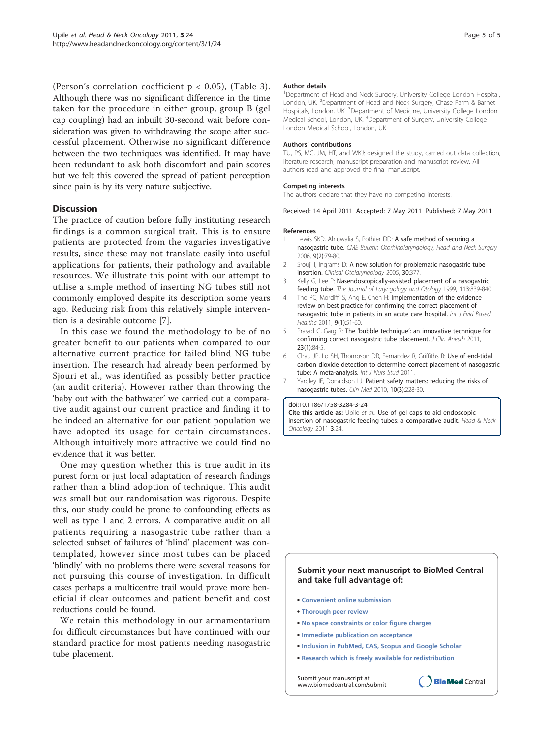(Person's correlation coefficient $p < 0.05$), (Table 3). Although there was no significant difference in the time taken for the procedure in either group, group B (gel cap coupling) had an inbuilt 30-second wait before consideration was given to withdrawing the scope after successful placement. Otherwise no significant difference between the two techniques was identified. It may have been redundant to ask both discomfort and pain scores but we felt this covered the spread of patient perception since pain is by its very nature subjective.

## Discussion

The practice of caution before fully instituting research findings is a common surgical trait. This is to ensure patients are protected from the vagaries investigative results, since these may not translate easily into useful applications for patients, their pathology and available resources. We illustrate this point with our attempt to utilise a simple method of inserting NG tubes still not commonly employed despite its description some years ago. Reducing risk from this relatively simple intervention is a desirable outcome [7].

In this case we found the methodology to be of no greater benefit to our patients when compared to our alternative current practice for failed blind NG tube insertion. The research had already been performed by Sjouri et al., was identified as possibly better practice (an audit criteria). However rather than throwing the 'baby out with the bathwater' we carried out a comparative audit against our current practice and finding it to be indeed an alternative for our patient population we have adopted its usage for certain circumstances. Although intuitively more attractive we could find no evidence that it was better.

One may question whether this is true audit in its purest form or just local adaptation of research findings rather than a blind adoption of technique. This audit was small but our randomisation was rigorous. Despite this, our study could be prone to confounding effects as well as type 1 and 2 errors. A comparative audit on all patients requiring a nasogastric tube rather than a selected subset of failures of 'blind' placement was contemplated, however since most tubes can be placed 'blindly' with no problems there were several reasons for not pursuing this course of investigation. In difficult cases perhaps a multicentre trail would prove more beneficial if clear outcomes and patient benefit and cost reductions could be found.

We retain this methodology in our armamentarium for difficult circumstances but have continued with our standard practice for most patients needing nasogastric tube placement.

### Author details

[1]Department of Head and Neck Surgery, University College London Hospital, London, UK. [2]Department of Head and Neck Surgery, Chase Farm & Barnet Hospitals, London, UK. [3]Department of Medicine, University College London Medical School, London, UK. [4]Department of Surgery, University College London Medical School, London, UK.

### Authors' contributions

TU, PS, MC, JM, HT, and WKJ: designed the study, carried out data collection, literature research, manuscript preparation and manuscript review. All authors read and approved the final manuscript.

### Competing interests

The authors declare that they have no competing interests.

Received: 14 April 2011 Accepted: 7 May 2011 Published: 7 May 2011

### References

1. Lewis SKD, Ahluwalia S, Pothier DD: **A safe method of securing a nasogastric tube.** *CME Bulletin Otorhinolaryngology, Head and Neck Surgery* 2006, **9(2)**:79-80.
2. Srouji I, Ingrams D: **A new solution for problematic nasogastric tube insertion.** *Clinical Otolaryngology* 2005, **30**:377.
3. Kelly G, Lee P: **Nasendoscopically-assisted placement of a nasogastric feeding tube.** *The Journal of Laryngology and Otology* 1999, **113**:839-840.
4. Tho PC, Mordiffi S, Ang E, Chen H: **Implementation of the evidence review on best practice for confirming the correct placement of nasogastric tube in patients in an acute care hospital.** *Int J Evid Based Healthc* 2011, **9(1)**:51-60.
5. Prasad G, Garg R: **The 'bubble technique': an innovative technique for confirming correct nasogastric tube placement.** *J Clin Anesth* 2011, **23(1)**:84-5.
6. Chau JP, Lo SH, Thompson DR, Fernandez R, Griffiths R: **Use of end-tidal carbon dioxide detection to determine correct placement of nasogastric tube: A meta-analysis.** *Int J Nurs Stud* 2011.
7. Yardley IE, Donaldson LJ: **Patient safety matters: reducing the risks of nasogastric tubes.** *Clin Med* 2010, **10(3)**:228-30.

doi:10.1186/1758-3284-3-24

**Cite this article as:** Upile *et al.*: Use of gel caps to aid endoscopic insertion of nasogastric feeding tubes: a comparative audit. *Head & Neck Oncology* 2011 **3**:24.

**Submit your next manuscript to BioMed Central and take full advantage of:**

- Convenient online submission
- Thorough peer review
- No space constraints or color figure charges
- Immediate publication on acceptance
- Inclusion in PubMed, CAS, Scopus and Google Scholar
- Research which is freely available for redistribution

Submit your manuscript at www.biomedcentral.com/submit

BioMed Central